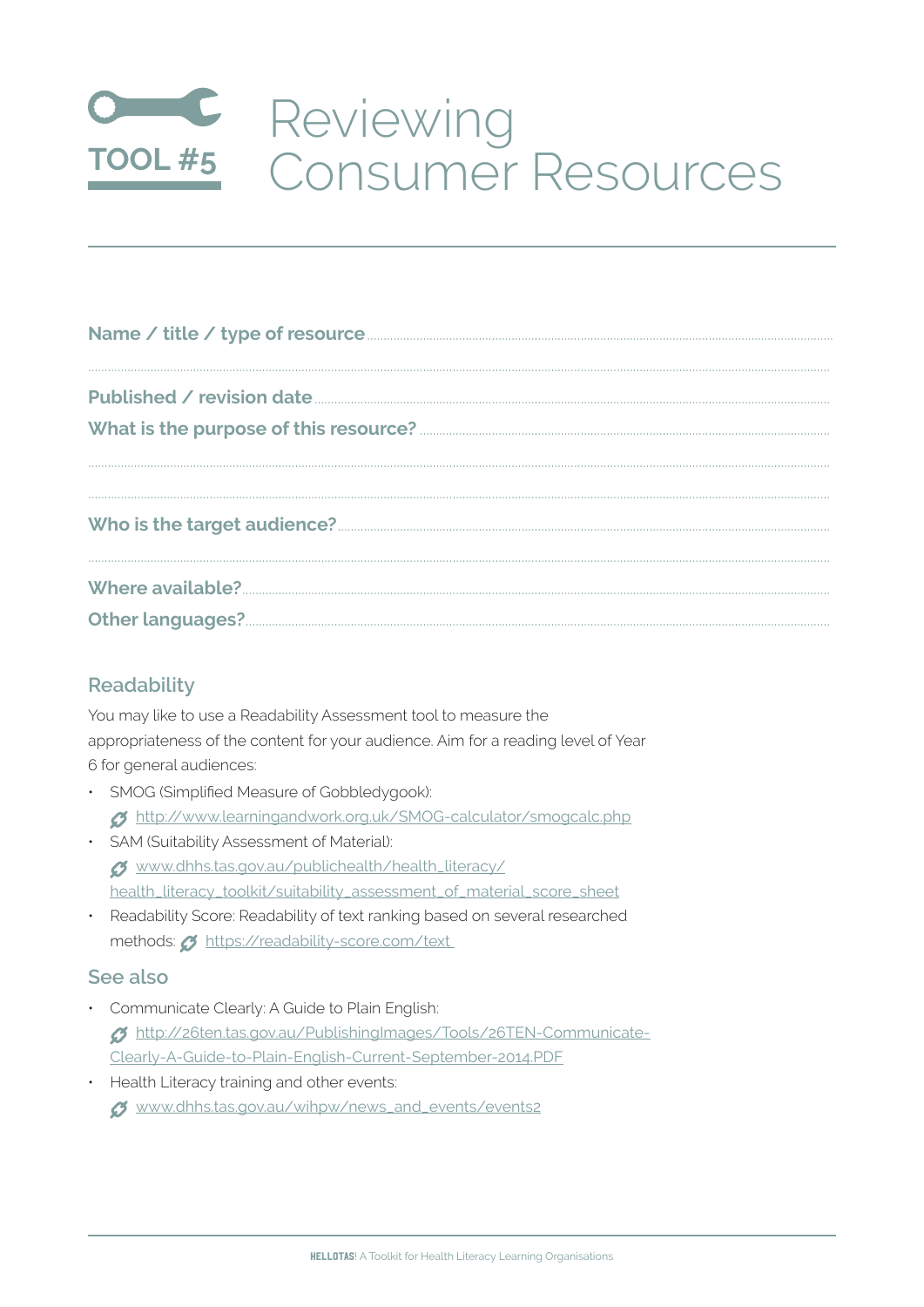# TOOL #5 Reviewing Consumer Resources

**Name / title / type of resource** ..........................................................................................

..........................................................................................

**Published / revision date** ..........................................................................................

**What is the purpose of this resource?** ..........................................................................................

..........................................................................................

..........................................................................................

**Who is the target audience?** ..........................................................................................

..........................................................................................

**Where available?** ..........................................................................................

**Other languages?** ..........................................................................................

## Readability

You may like to use a Readability Assessment tool to measure the appropriateness of the content for your audience. Aim for a reading level of Year 6 for general audiences:

- SMOG (Simplified Measure of Gobbledygook):
  http://www.learningandwork.org.uk/SMOG-calculator/smogcalc.php
- SAM (Suitability Assessment of Material):
  www.dhhs.tas.gov.au/publichealth/health_literacy/health_literacy_toolkit/suitability_assessment_of_material_score_sheet
- Readability Score: Readability of text ranking based on several researched methods: https://readability-score.com/text

## See also

- Communicate Clearly: A Guide to Plain English:
  http://26ten.tas.gov.au/PublishingImages/Tools/26TEN-Communicate-Clearly-A-Guide-to-Plain-English-Current-September-2014.PDF
- Health Literacy training and other events:
  www.dhhs.tas.gov.au/wihpw/news_and_events/events2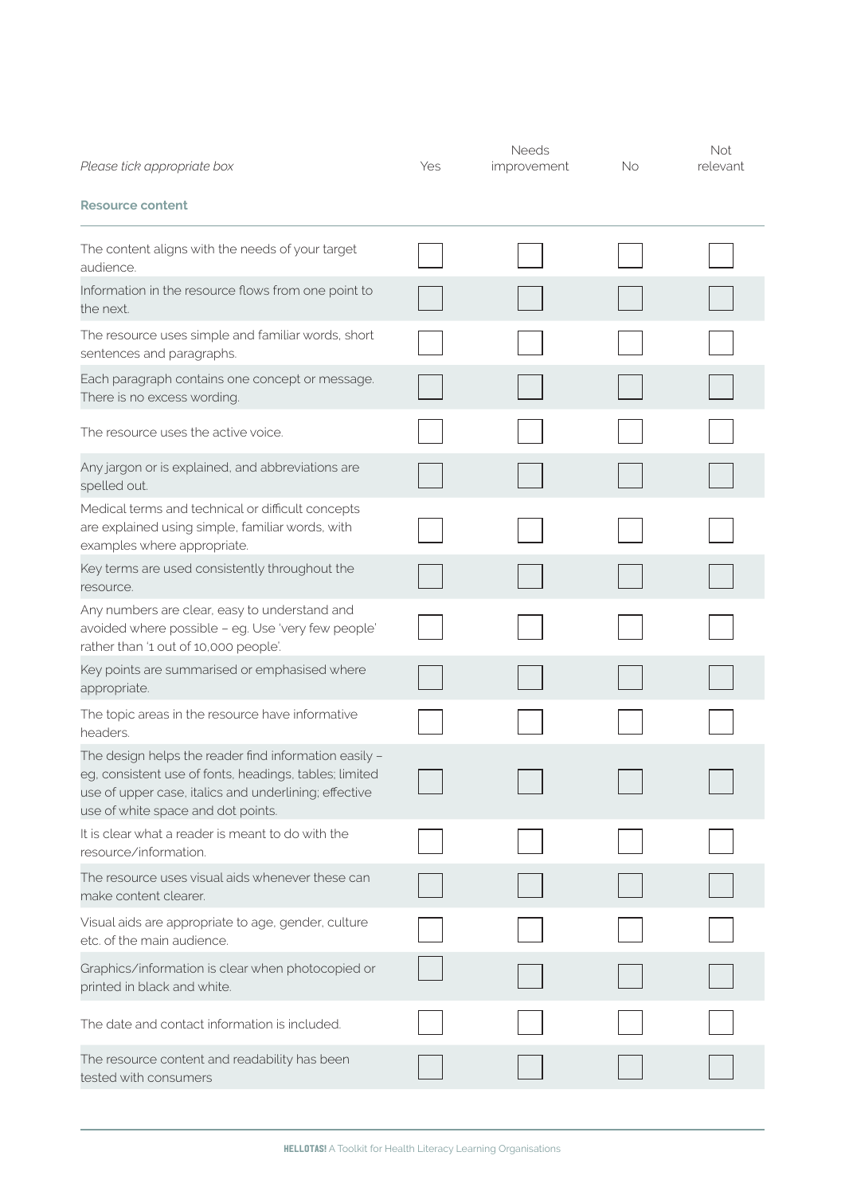| *Please tick appropriate box* | Yes | Needs improvement | No | Not relevant |
|---|---|---|---|---|
| **Resource content** | | | | |
| The content aligns with the needs of your target audience. | ☐ | ☐ | ☐ | ☐ |
| Information in the resource flows from one point to the next. | ☐ | ☐ | ☐ | ☐ |
| The resource uses simple and familiar words, short sentences and paragraphs. | ☐ | ☐ | ☐ | ☐ |
| Each paragraph contains one concept or message. There is no excess wording. | ☐ | ☐ | ☐ | ☐ |
| The resource uses the active voice. | ☐ | ☐ | ☐ | ☐ |
| Any jargon or is explained, and abbreviations are spelled out. | ☐ | ☐ | ☐ | ☐ |
| Medical terms and technical or difficult concepts are explained using simple, familiar words, with examples where appropriate. | ☐ | ☐ | ☐ | ☐ |
| Key terms are used consistently throughout the resource. | ☐ | ☐ | ☐ | ☐ |
| Any numbers are clear, easy to understand and avoided where possible – eg. Use 'very few people' rather than '1 out of 10,000 people'. | ☐ | ☐ | ☐ | ☐ |
| Key points are summarised or emphasised where appropriate. | ☐ | ☐ | ☐ | ☐ |
| The topic areas in the resource have informative headers. | ☐ | ☐ | ☐ | ☐ |
| The design helps the reader find information easily – eg. consistent use of fonts, headings, tables; limited use of upper case, italics and underlining; effective use of white space and dot points. | ☐ | ☐ | ☐ | ☐ |
| It is clear what a reader is meant to do with the resource/information. | ☐ | ☐ | ☐ | ☐ |
| The resource uses visual aids whenever these can make content clearer. | ☐ | ☐ | ☐ | ☐ |
| Visual aids are appropriate to age, gender, culture etc. of the main audience. | ☐ | ☐ | ☐ | ☐ |
| Graphics/information is clear when photocopied or printed in black and white. | ☐ | ☐ | ☐ | ☐ |
| The date and contact information is included. | ☐ | ☐ | ☐ | ☐ |
| The resource content and readability has been tested with consumers | ☐ | ☐ | ☐ | ☐ |